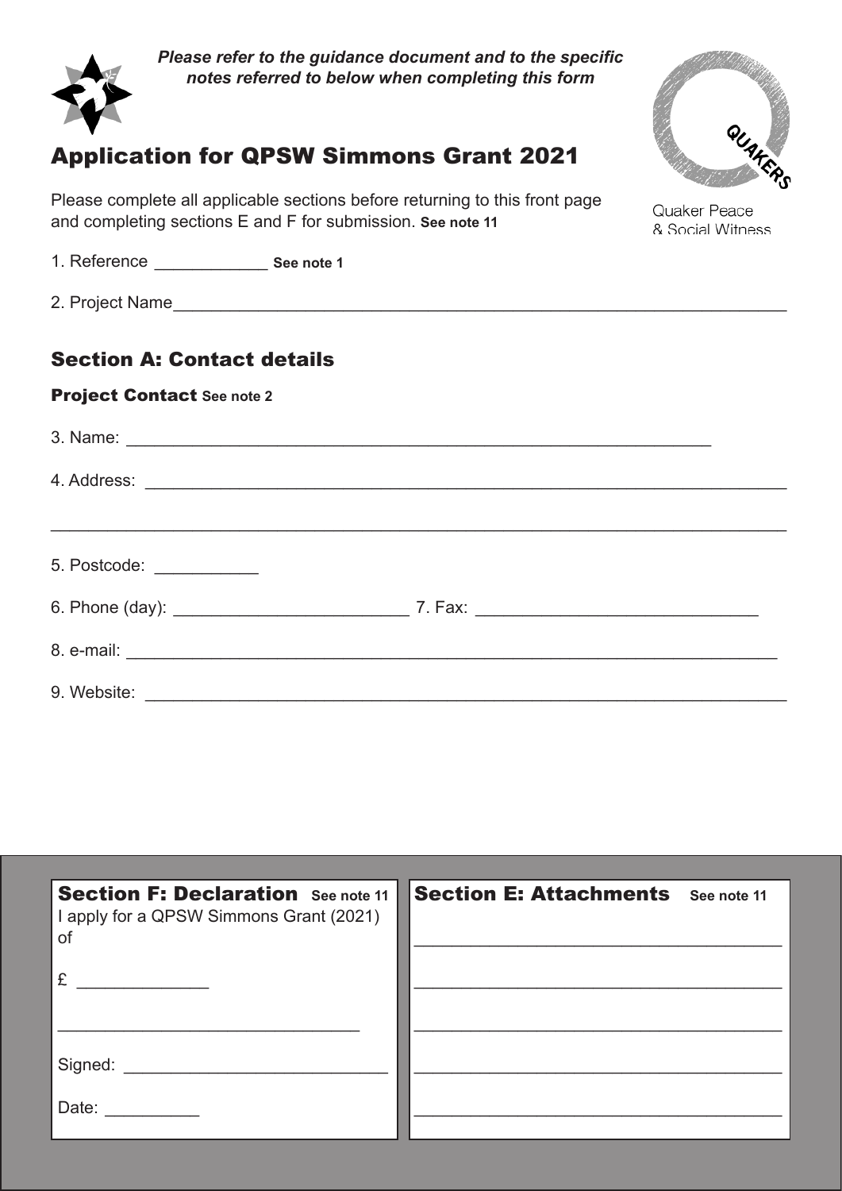*Please refer to the guidance document and to the specific notes referred to below when completing this form*

# Application for QPSW Simmons Grant 2021

Quaker Peace & Social Witness

Please complete all applicable sections before returning to this front page and completing sections E and F for submission. **See note 11**

1. Reference ____________ **See note 1**

2. Project Name_______________________________________________________________

## Section A: Contact details

### Project Contact See note 2

3. Name: _________________________________________________________

4. Address: ____________________________________________________________

_____________________________________________________________________

5. Postcode: ___________

6. Phone (day): _________________________ 7. Fax: ______________________________

8. e-mail: _____________________________________________________________

9. Website: ____________________________________________________________

## Section F: Declaration See note 11

I apply for a QPSW Simmons Grant (2021) of

£ ______________

________________________________

Signed: ___________________________

Date: __________

## Section E: Attachments See note 11

_______________________________________

_______________________________________

_______________________________________

_______________________________________

_______________________________________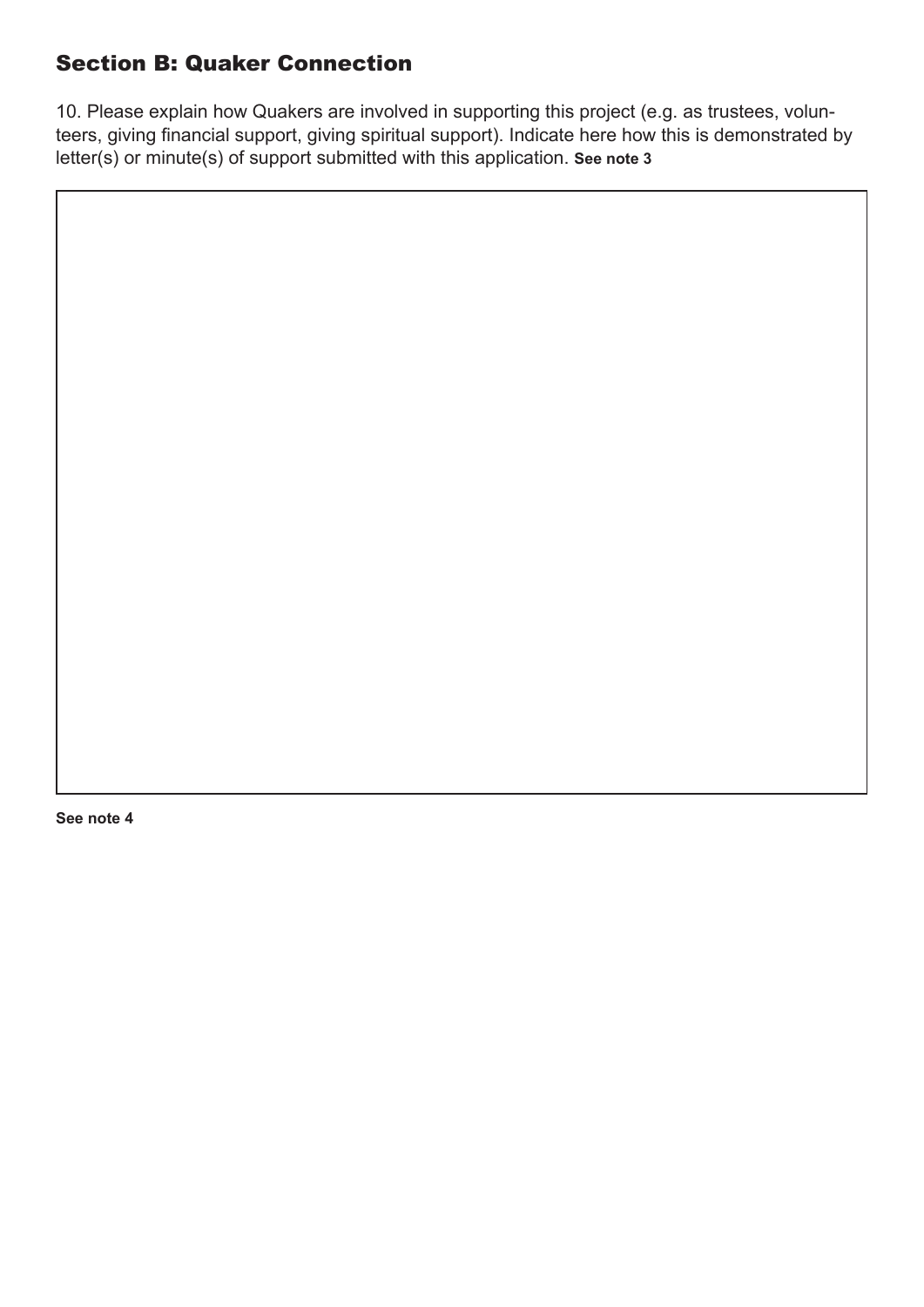## Section B: Quaker Connection

10. Please explain how Quakers are involved in supporting this project (e.g. as trustees, volunteers, giving financial support, giving spiritual support). Indicate here how this is demonstrated by letter(s) or minute(s) of support submitted with this application. **See note 3**

**See note 4**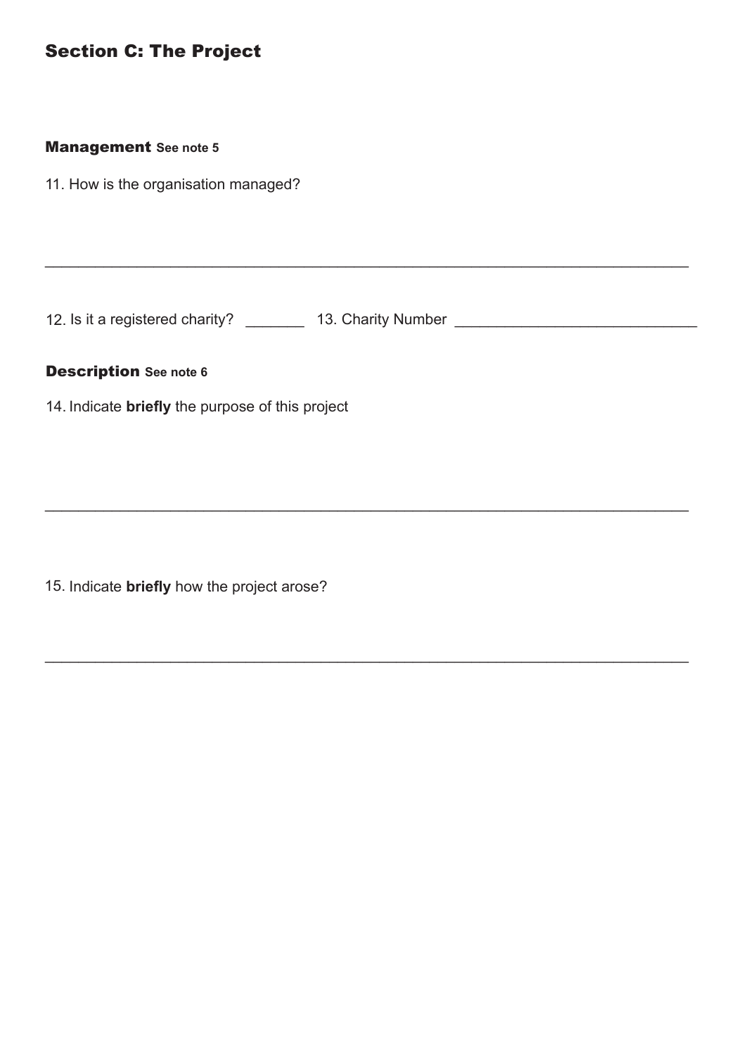## Section C: The Project

### Management See note 5

11. How is the organisation managed?

\_\_\_\_\_\_\_\_\_\_\_\_\_\_\_\_\_\_\_\_\_\_\_\_\_\_\_\_\_\_\_\_\_\_\_\_\_\_\_\_\_\_\_\_\_\_\_\_\_\_\_\_\_\_\_\_\_\_\_\_\_\_\_\_\_\_\_\_\_\_\_\_

12. Is it a registered charity? \_\_\_\_\_\_\_ 13. Charity Number \_\_\_\_\_\_\_\_\_\_\_\_\_\_\_\_\_\_\_\_\_\_\_\_\_\_\_\_

### Description See note 6

14. Indicate **briefly** the purpose of this project

\_\_\_\_\_\_\_\_\_\_\_\_\_\_\_\_\_\_\_\_\_\_\_\_\_\_\_\_\_\_\_\_\_\_\_\_\_\_\_\_\_\_\_\_\_\_\_\_\_\_\_\_\_\_\_\_\_\_\_\_\_\_\_\_\_\_\_\_\_\_\_\_

15. Indicate **briefly** how the project arose?

\_\_\_\_\_\_\_\_\_\_\_\_\_\_\_\_\_\_\_\_\_\_\_\_\_\_\_\_\_\_\_\_\_\_\_\_\_\_\_\_\_\_\_\_\_\_\_\_\_\_\_\_\_\_\_\_\_\_\_\_\_\_\_\_\_\_\_\_\_\_\_\_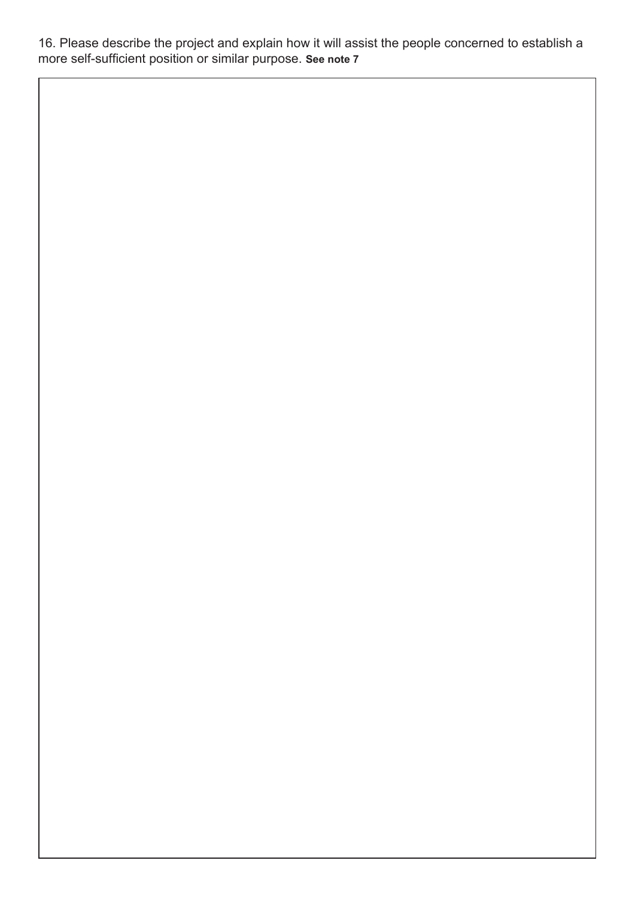16. Please describe the project and explain how it will assist the people concerned to establish a more self-sufficient position or similar purpose. **See note 7**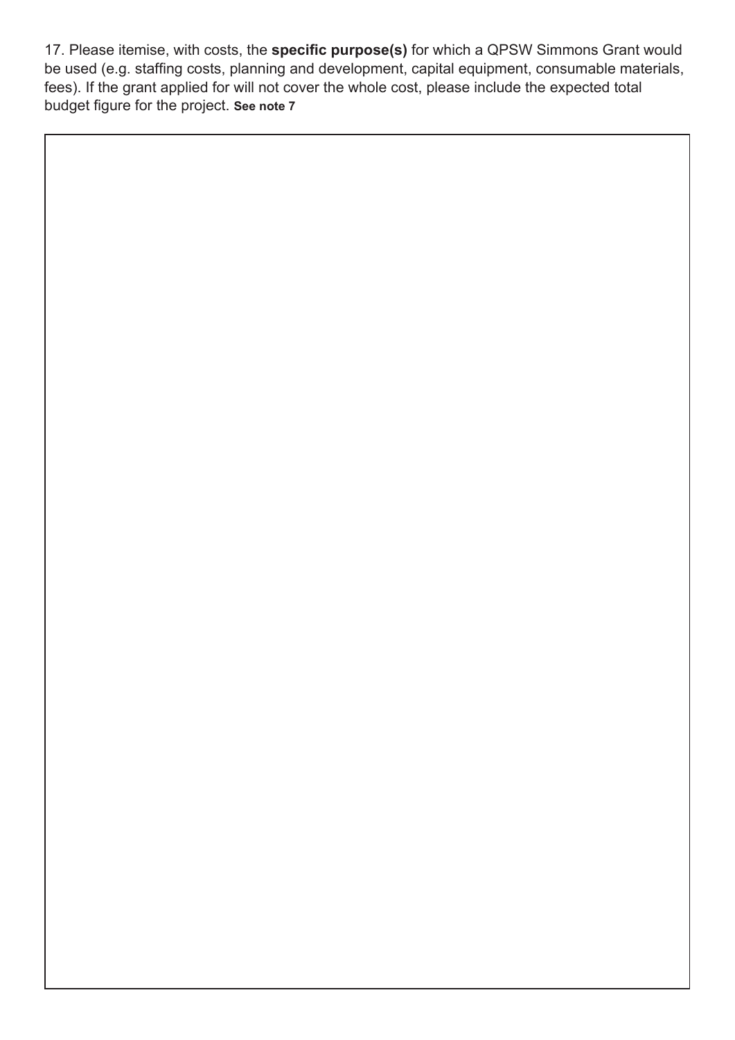17. Please itemise, with costs, the **specific purpose(s)** for which a QPSW Simmons Grant would be used (e.g. staffing costs, planning and development, capital equipment, consumable materials, fees). If the grant applied for will not cover the whole cost, please include the expected total budget figure for the project. **See note 7**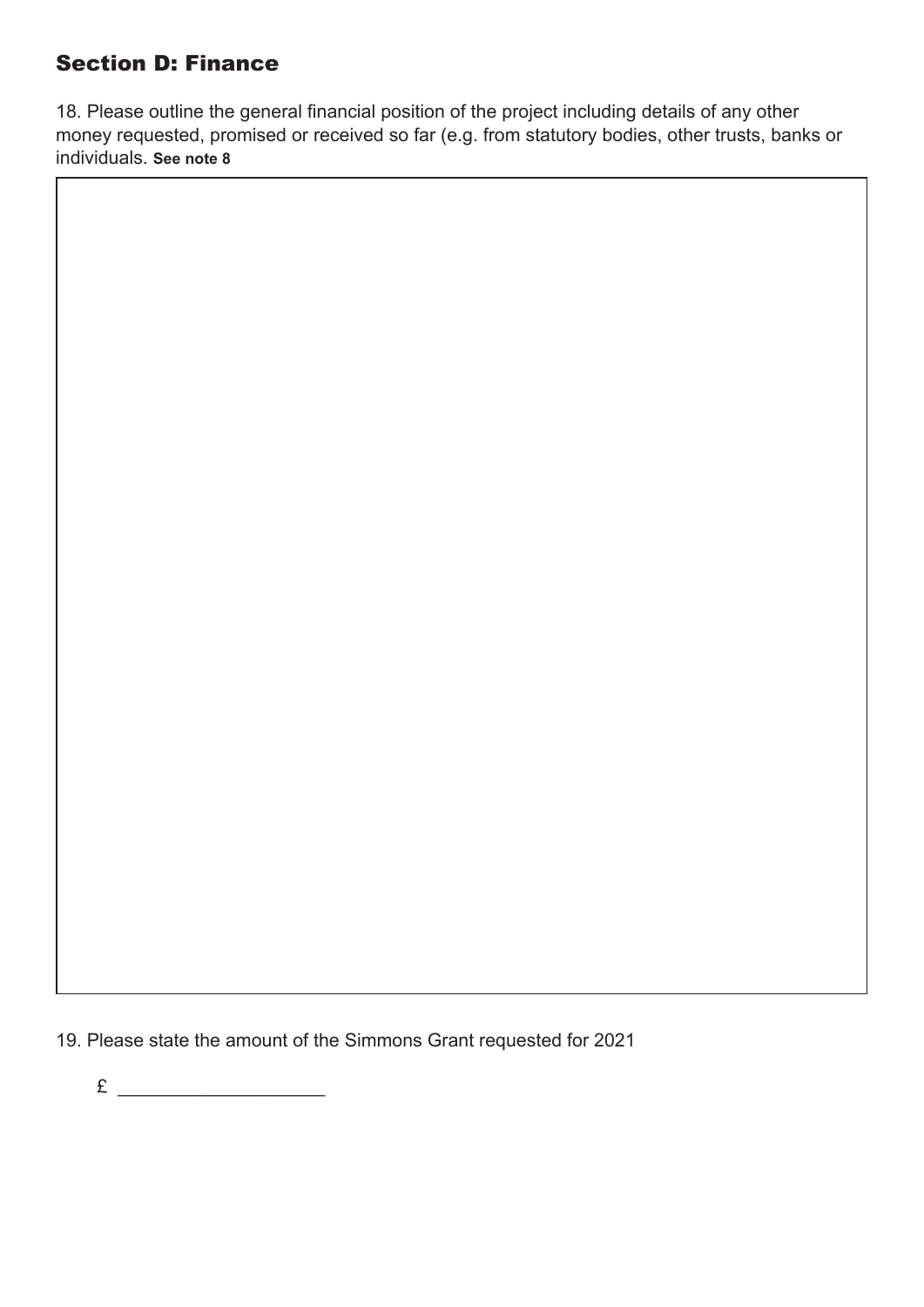## Section D: Finance

18. Please outline the general financial position of the project including details of any other money requested, promised or received so far (e.g. from statutory bodies, other trusts, banks or individuals. **See note 8**

19. Please state the amount of the Simmons Grant requested for 2021

£ ____________________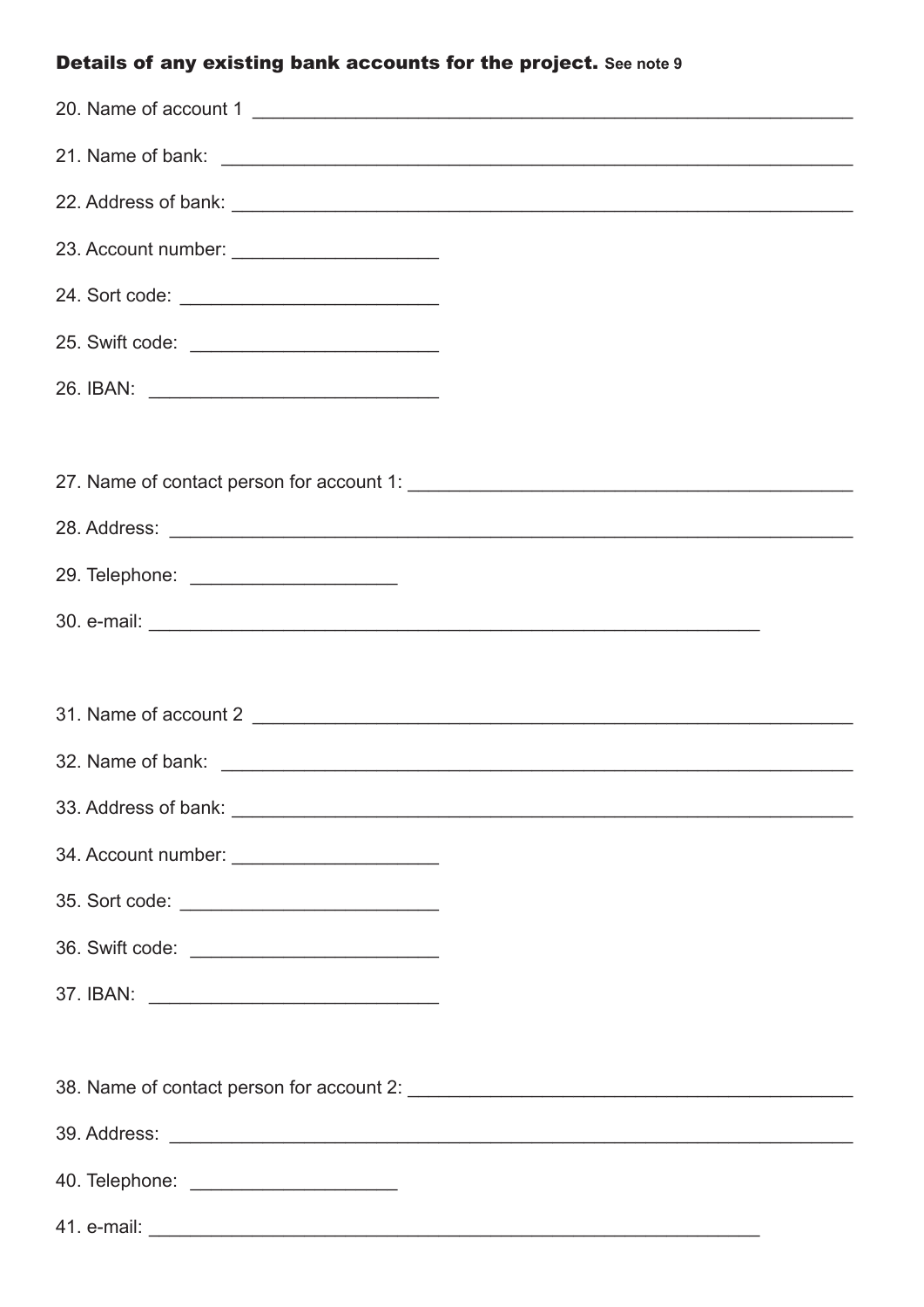**Details of any existing bank accounts for the project.** See note 9

20. Name of account 1 ________________________________________________

21. Name of bank: ________________________________________________

22. Address of bank: ________________________________________________

23. Account number: ____________________

24. Sort code: ____________________

25. Swift code: ____________________

26. IBAN: ____________________

27. Name of contact person for account 1: ________________________________

28. Address: ________________________________________________

29. Telephone: ____________________

30. e-mail: ________________________________________________

31. Name of account 2 ________________________________________________

32. Name of bank: ________________________________________________

33. Address of bank: ________________________________________________

34. Account number: ____________________

35. Sort code: ____________________

36. Swift code: ____________________

37. IBAN: ____________________

38. Name of contact person for account 2: ________________________________

39. Address: ________________________________________________

40. Telephone: ____________________

41. e-mail: ________________________________________________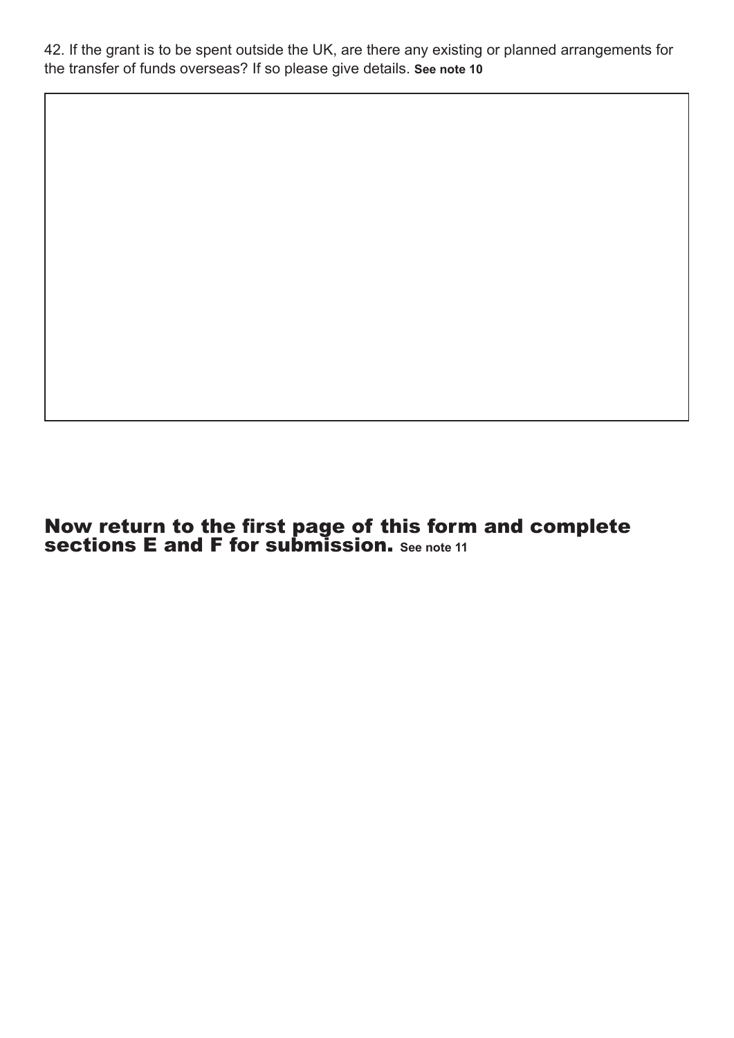42. If the grant is to be spent outside the UK, are there any existing or planned arrangements for the transfer of funds overseas? If so please give details. **See note 10**

## Now return to the first page of this form and complete sections E and F for submission. See note 11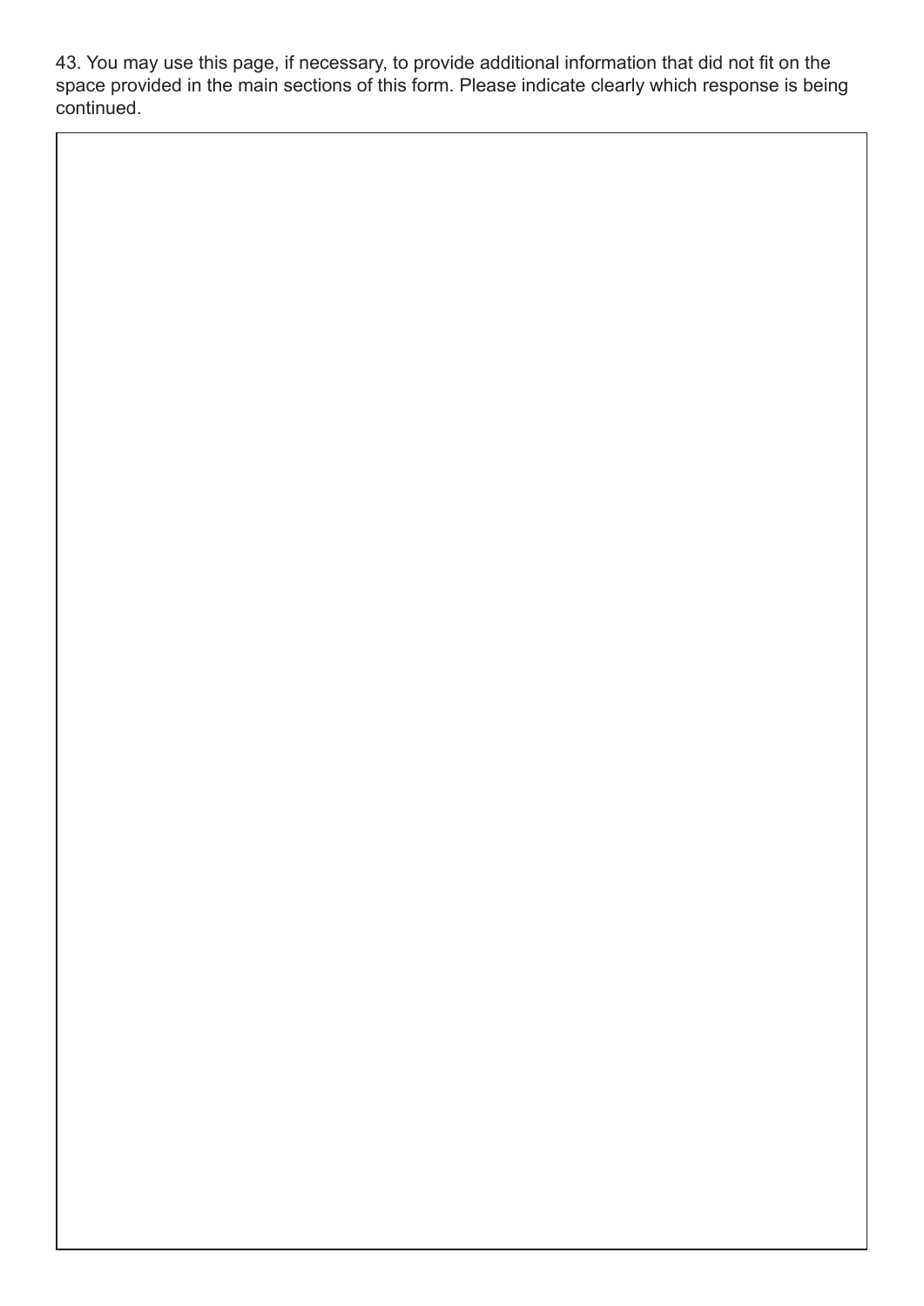43. You may use this page, if necessary, to provide additional information that did not fit on the space provided in the main sections of this form. Please indicate clearly which response is being continued.